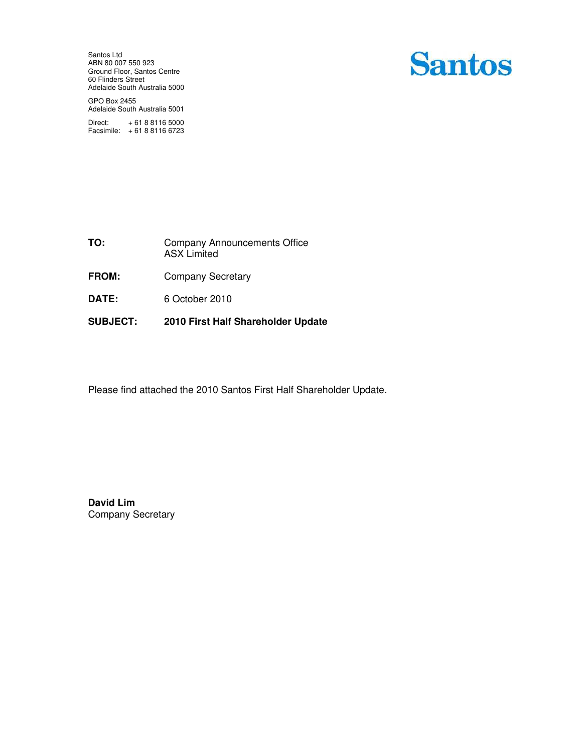Santos Ltd
ABN 80 007 550 923
Ground Floor, Santos Centre
60 Flinders Street
Adelaide South Australia 5000

GPO Box 2455
Adelaide South Australia 5001

Direct: + 61 8 8116 5000
Facsimile: + 61 8 8116 6723

**Santos**

**TO:** Company Announcements Office
ASX Limited

**FROM:** Company Secretary

**DATE:** 6 October 2010

**SUBJECT:** **2010 First Half Shareholder Update**

Please find attached the 2010 Santos First Half Shareholder Update.

**David Lim**
Company Secretary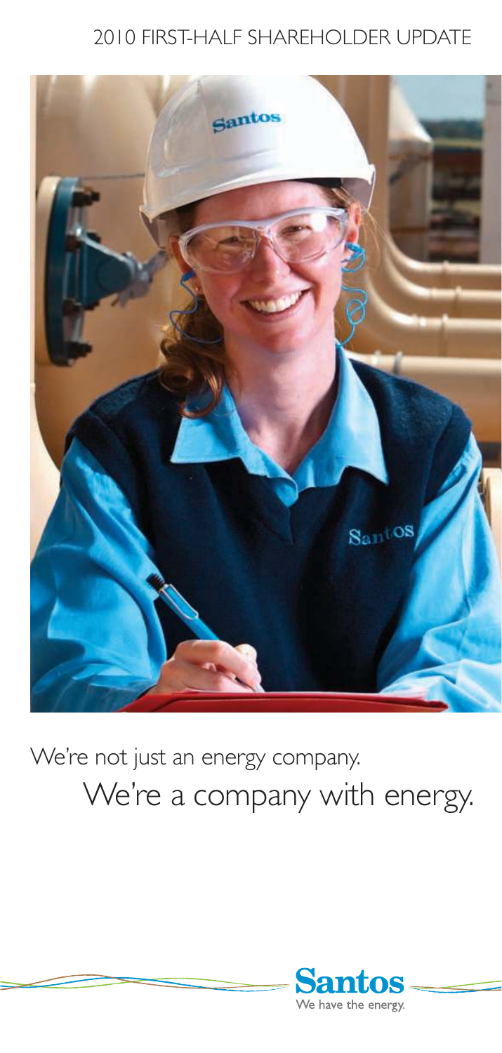# 2010 FIRST-HALF SHAREHOLDER UPDATE

We're not just an energy company.

We're a company with energy.

Santos

We have the energy.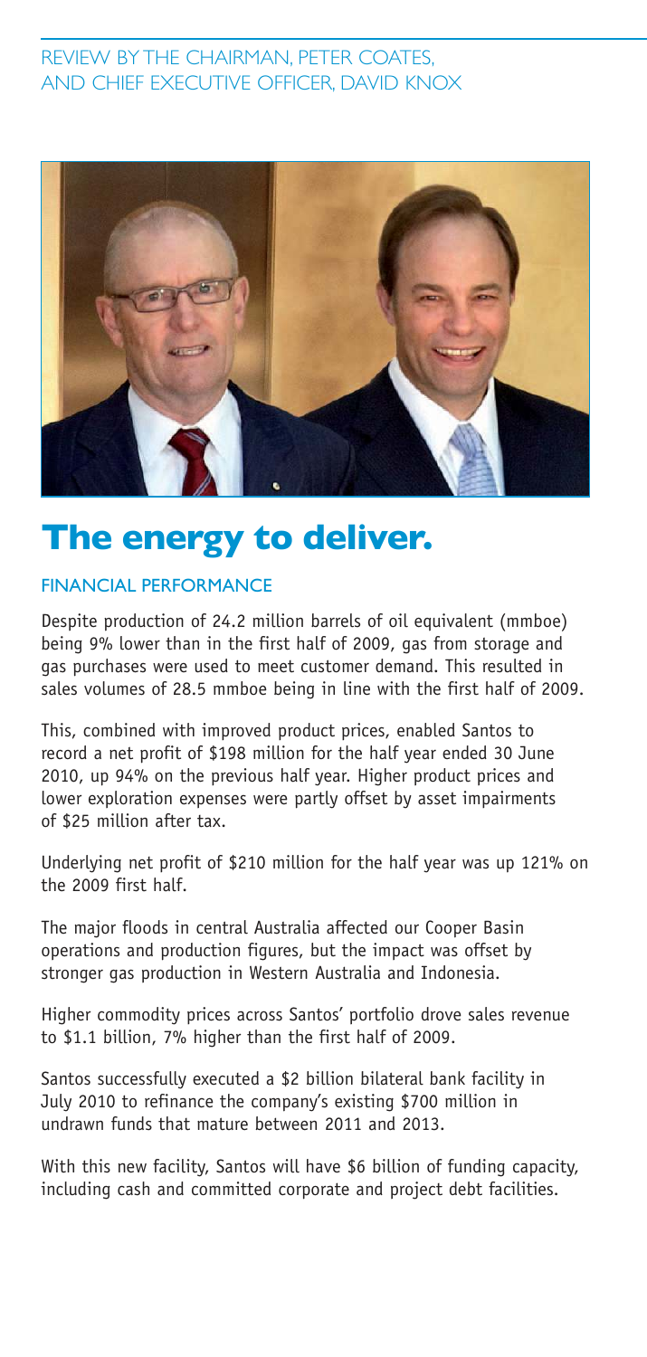REVIEW BY THE CHAIRMAN, PETER COATES, AND CHIEF EXECUTIVE OFFICER, DAVID KNOX

# The energy to deliver.

## FINANCIAL PERFORMANCE

Despite production of 24.2 million barrels of oil equivalent (mmboe) being 9% lower than in the first half of 2009, gas from storage and gas purchases were used to meet customer demand. This resulted in sales volumes of 28.5 mmboe being in line with the first half of 2009.

This, combined with improved product prices, enabled Santos to record a net profit of $198 million for the half year ended 30 June 2010, up 94% on the previous half year. Higher product prices and lower exploration expenses were partly offset by asset impairments of $25 million after tax.

Underlying net profit of $210 million for the half year was up 121% on the 2009 first half.

The major floods in central Australia affected our Cooper Basin operations and production figures, but the impact was offset by stronger gas production in Western Australia and Indonesia.

Higher commodity prices across Santos' portfolio drove sales revenue to $1.1 billion, 7% higher than the first half of 2009.

Santos successfully executed a $2 billion bilateral bank facility in July 2010 to refinance the company's existing $700 million in undrawn funds that mature between 2011 and 2013.

With this new facility, Santos will have $6 billion of funding capacity, including cash and committed corporate and project debt facilities.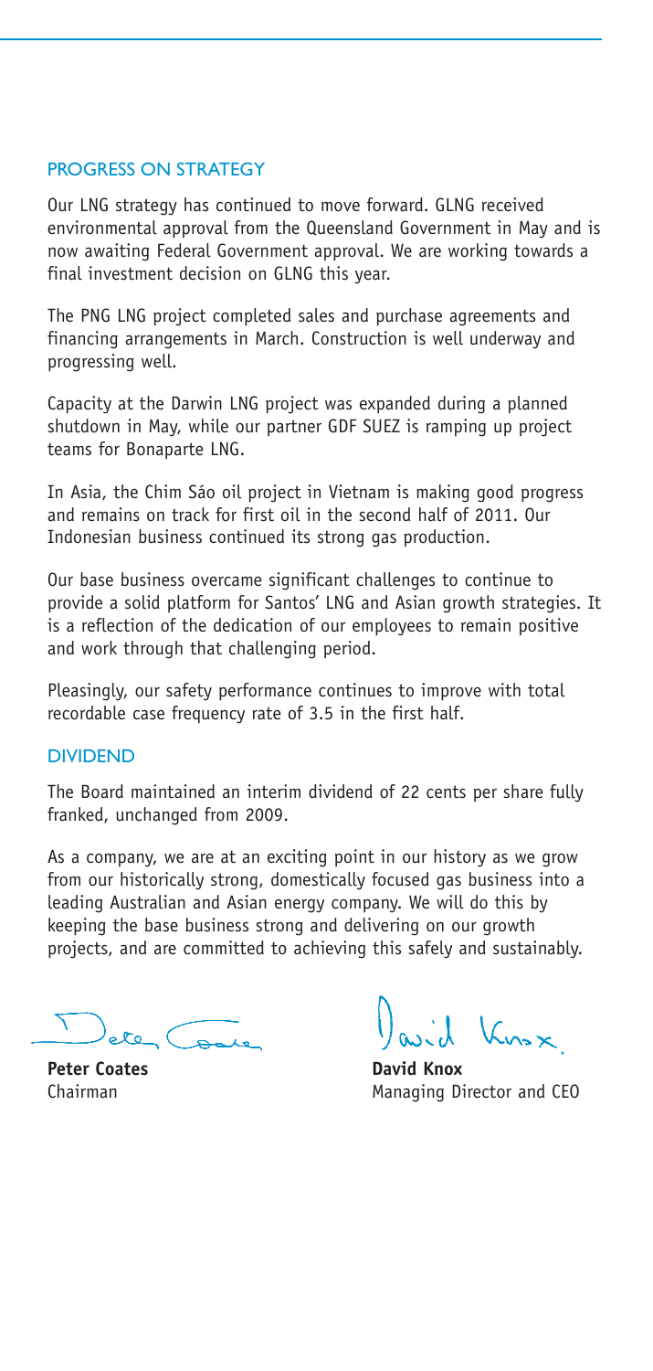## PROGRESS ON STRATEGY

Our LNG strategy has continued to move forward. GLNG received environmental approval from the Queensland Government in May and is now awaiting Federal Government approval. We are working towards a final investment decision on GLNG this year.

The PNG LNG project completed sales and purchase agreements and financing arrangements in March. Construction is well underway and progressing well.

Capacity at the Darwin LNG project was expanded during a planned shutdown in May, while our partner GDF SUEZ is ramping up project teams for Bonaparte LNG.

In Asia, the Chim Sáo oil project in Vietnam is making good progress and remains on track for first oil in the second half of 2011. Our Indonesian business continued its strong gas production.

Our base business overcame significant challenges to continue to provide a solid platform for Santos' LNG and Asian growth strategies. It is a reflection of the dedication of our employees to remain positive and work through that challenging period.

Pleasingly, our safety performance continues to improve with total recordable case frequency rate of 3.5 in the first half.

## DIVIDEND

The Board maintained an interim dividend of 22 cents per share fully franked, unchanged from 2009.

As a company, we are at an exciting point in our history as we grow from our historically strong, domestically focused gas business into a leading Australian and Asian energy company. We will do this by keeping the base business strong and delivering on our growth projects, and are committed to achieving this safely and sustainably.

**Peter Coates**
Chairman

**David Knox**
Managing Director and CEO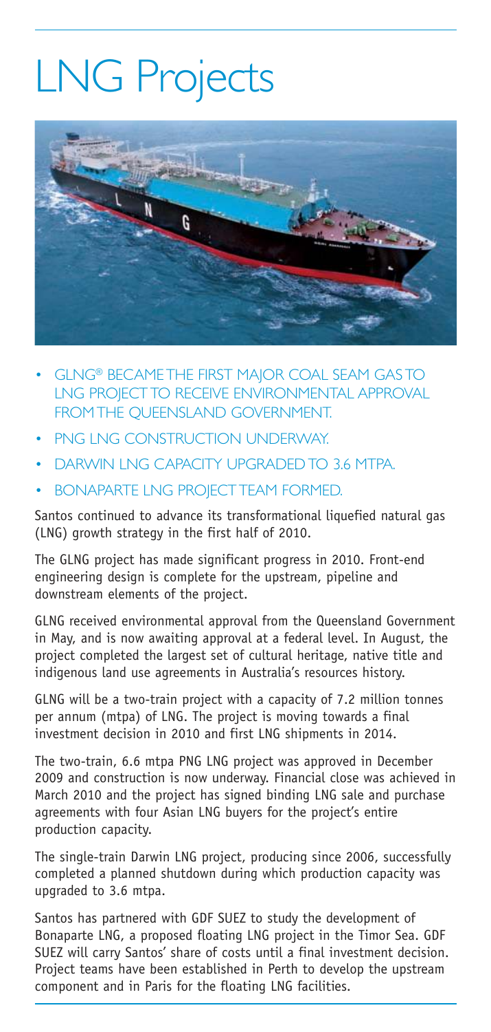# LNG Projects

- GLNG® BECAME THE FIRST MAJOR COAL SEAM GAS TO LNG PROJECT TO RECEIVE ENVIRONMENTAL APPROVAL FROM THE QUEENSLAND GOVERNMENT.
- PNG LNG CONSTRUCTION UNDERWAY.
- DARWIN LNG CAPACITY UPGRADED TO 3.6 MTPA.
- BONAPARTE LNG PROJECT TEAM FORMED.

Santos continued to advance its transformational liquefied natural gas (LNG) growth strategy in the first half of 2010.

The GLNG project has made significant progress in 2010. Front-end engineering design is complete for the upstream, pipeline and downstream elements of the project.

GLNG received environmental approval from the Queensland Government in May, and is now awaiting approval at a federal level. In August, the project completed the largest set of cultural heritage, native title and indigenous land use agreements in Australia's resources history.

GLNG will be a two-train project with a capacity of 7.2 million tonnes per annum (mtpa) of LNG. The project is moving towards a final investment decision in 2010 and first LNG shipments in 2014.

The two-train, 6.6 mtpa PNG LNG project was approved in December 2009 and construction is now underway. Financial close was achieved in March 2010 and the project has signed binding LNG sale and purchase agreements with four Asian LNG buyers for the project's entire production capacity.

The single-train Darwin LNG project, producing since 2006, successfully completed a planned shutdown during which production capacity was upgraded to 3.6 mtpa.

Santos has partnered with GDF SUEZ to study the development of Bonaparte LNG, a proposed floating LNG project in the Timor Sea. GDF SUEZ will carry Santos' share of costs until a final investment decision. Project teams have been established in Perth to develop the upstream component and in Paris for the floating LNG facilities.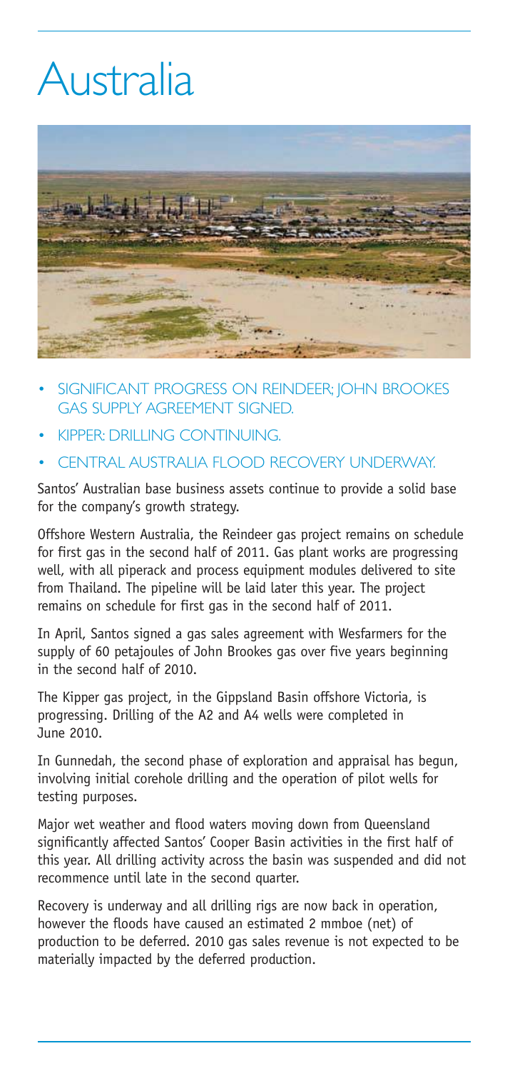# Australia

- SIGNIFICANT PROGRESS ON REINDEER; JOHN BROOKES GAS SUPPLY AGREEMENT SIGNED.
- KIPPER: DRILLING CONTINUING.
- CENTRAL AUSTRALIA FLOOD RECOVERY UNDERWAY.

Santos' Australian base business assets continue to provide a solid base for the company's growth strategy.

Offshore Western Australia, the Reindeer gas project remains on schedule for first gas in the second half of 2011. Gas plant works are progressing well, with all piperack and process equipment modules delivered to site from Thailand. The pipeline will be laid later this year. The project remains on schedule for first gas in the second half of 2011.

In April, Santos signed a gas sales agreement with Wesfarmers for the supply of 60 petajoules of John Brookes gas over five years beginning in the second half of 2010.

The Kipper gas project, in the Gippsland Basin offshore Victoria, is progressing. Drilling of the A2 and A4 wells were completed in June 2010.

In Gunnedah, the second phase of exploration and appraisal has begun, involving initial corehole drilling and the operation of pilot wells for testing purposes.

Major wet weather and flood waters moving down from Queensland significantly affected Santos' Cooper Basin activities in the first half of this year. All drilling activity across the basin was suspended and did not recommence until late in the second quarter.

Recovery is underway and all drilling rigs are now back in operation, however the floods have caused an estimated 2 mmboe (net) of production to be deferred. 2010 gas sales revenue is not expected to be materially impacted by the deferred production.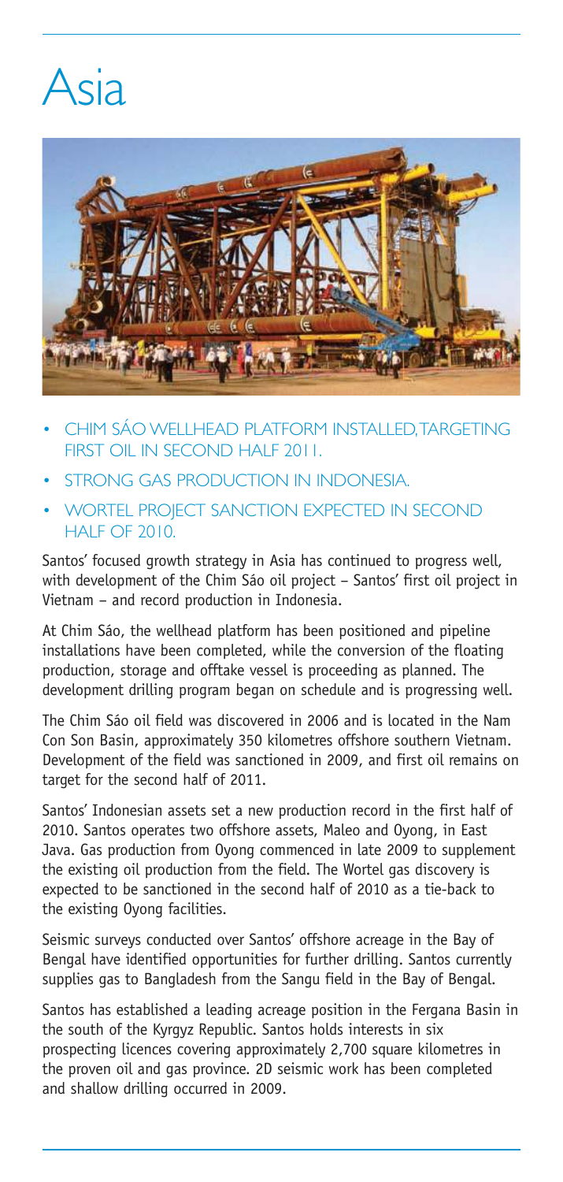# Asia

- CHIM SÁO WELLHEAD PLATFORM INSTALLED, TARGETING FIRST OIL IN SECOND HALF 2011.
- STRONG GAS PRODUCTION IN INDONESIA.
- WORTEL PROJECT SANCTION EXPECTED IN SECOND HALF OF 2010.

Santos' focused growth strategy in Asia has continued to progress well, with development of the Chim Sáo oil project – Santos' first oil project in Vietnam – and record production in Indonesia.

At Chim Sáo, the wellhead platform has been positioned and pipeline installations have been completed, while the conversion of the floating production, storage and offtake vessel is proceeding as planned. The development drilling program began on schedule and is progressing well.

The Chim Sáo oil field was discovered in 2006 and is located in the Nam Con Son Basin, approximately 350 kilometres offshore southern Vietnam. Development of the field was sanctioned in 2009, and first oil remains on target for the second half of 2011.

Santos' Indonesian assets set a new production record in the first half of 2010. Santos operates two offshore assets, Maleo and Oyong, in East Java. Gas production from Oyong commenced in late 2009 to supplement the existing oil production from the field. The Wortel gas discovery is expected to be sanctioned in the second half of 2010 as a tie-back to the existing Oyong facilities.

Seismic surveys conducted over Santos' offshore acreage in the Bay of Bengal have identified opportunities for further drilling. Santos currently supplies gas to Bangladesh from the Sangu field in the Bay of Bengal.

Santos has established a leading acreage position in the Fergana Basin in the south of the Kyrgyz Republic. Santos holds interests in six prospecting licences covering approximately 2,700 square kilometres in the proven oil and gas province. 2D seismic work has been completed and shallow drilling occurred in 2009.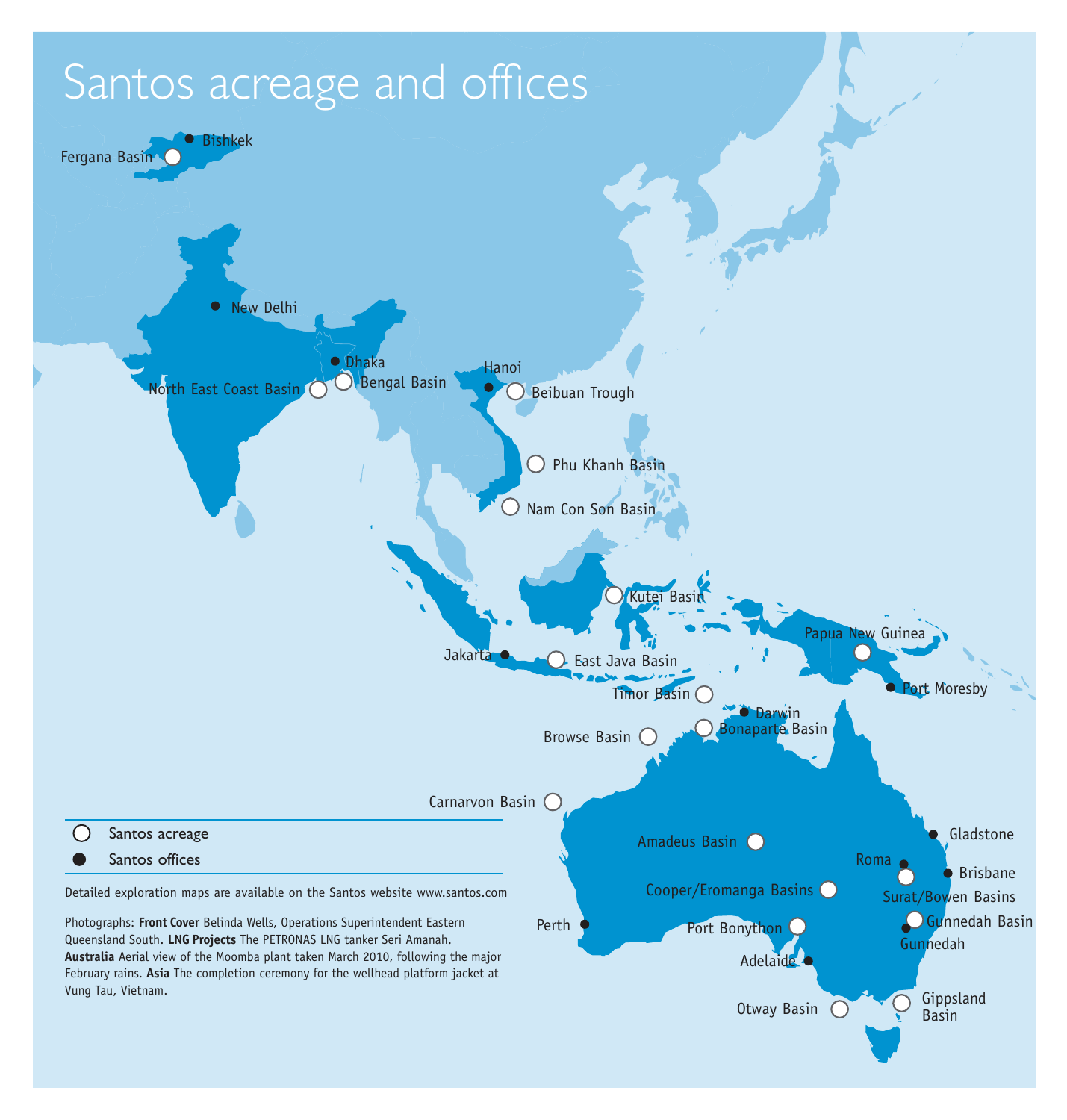# Santos acreage and offices

Fergana Basin
Bishkek
New Delhi
Dhaka
North East Coast Basin
Bengal Basin
Hanoi
Beibuan Trough
Phu Khanh Basin
Nam Con Son Basin
Kutei Basin
Papua New Guinea
Port Moresby
Jakarta
East Java Basin
Timor Basin
Darwin
Browse Basin
Bonaparte Basin
Carnarvon Basin
Amadeus Basin
Gladstone
Roma
Brisbane
Surat/Bowen Basins
Cooper/Eromanga Basins
Perth
Port Bonython
Gunnedah Basin
Gunnedah
Adelaide
Otway Basin
Gippsland Basin

| Symbol | Legend |
|---|---|
| ○ | Santos acreage |
| ● | Santos offices |

Detailed exploration maps are available on the Santos website www.santos.com

Photographs: **Front Cover** Belinda Wells, Operations Superintendent Eastern Queensland South. **LNG Projects** The PETRONAS LNG tanker Seri Amanah. **Australia** Aerial view of the Moomba plant taken March 2010, following the major February rains. **Asia** The completion ceremony for the wellhead platform jacket at Vung Tau, Vietnam.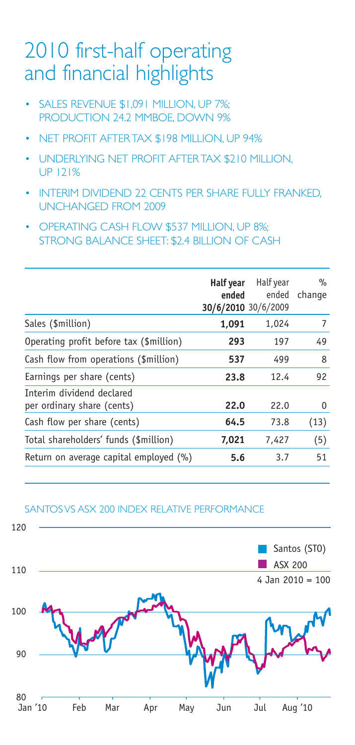# 2010 first-half operating and financial highlights

- SALES REVENUE $1,091 MILLION, UP 7%; PRODUCTION 24.2 MMBOE, DOWN 9%
- NET PROFIT AFTER TAX $198 MILLION, UP 94%
- UNDERLYING NET PROFIT AFTER TAX $210 MILLION, UP 121%
- INTERIM DIVIDEND 22 CENTS PER SHARE FULLY FRANKED, UNCHANGED FROM 2009
- OPERATING CASH FLOW $537 MILLION, UP 8%; STRONG BALANCE SHEET: $2.4 BILLION OF CASH

| | **Half year ended 30/6/2010** | Half year ended 30/6/2009 | % change |
|---|---|---|---|
| Sales ($million) | **1,091** | 1,024 | 7 |
| Operating profit before tax ($million) | **293** | 197 | 49 |
| Cash flow from operations ($million) | **537** | 499 | 8 |
| Earnings per share (cents) | **23.8** | 12.4 | 92 |
| Interim dividend declared per ordinary share (cents) | **22.0** | 22.0 | 0 |
| Cash flow per share (cents) | **64.5** | 73.8 | (13) |
| Total shareholders' funds ($million) | **7,021** | 7,427 | (5) |
| Return on average capital employed (%) | **5.6** | 3.7 | 51 |

SANTOS VS ASX 200 INDEX RELATIVE PERFORMANCE

Santos (STO)
ASX 200
4 Jan 2010 = 100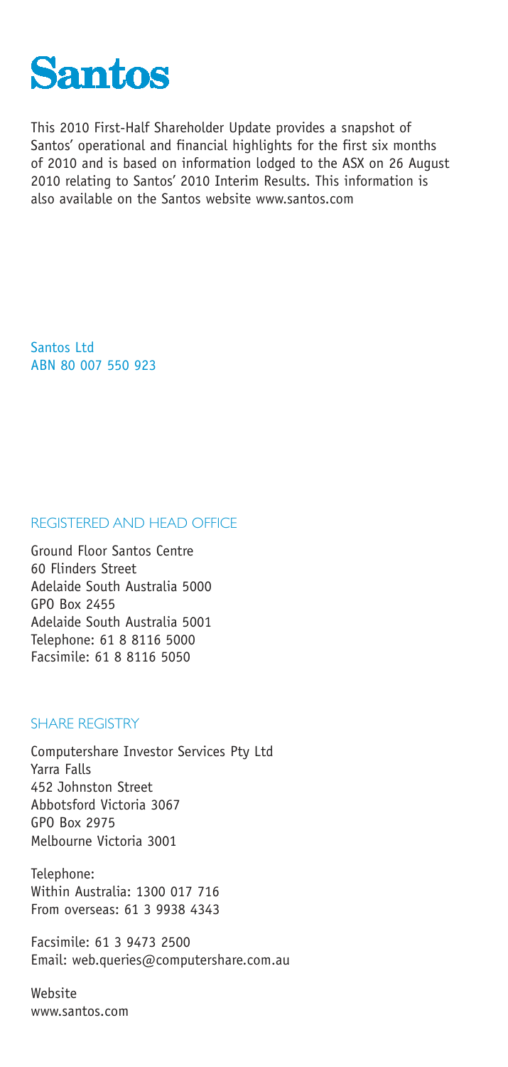# Santos

This 2010 First-Half Shareholder Update provides a snapshot of Santos' operational and financial highlights for the first six months of 2010 and is based on information lodged to the ASX on 26 August 2010 relating to Santos' 2010 Interim Results. This information is also available on the Santos website www.santos.com

Santos Ltd
ABN 80 007 550 923

## REGISTERED AND HEAD OFFICE

Ground Floor Santos Centre
60 Flinders Street
Adelaide South Australia 5000
GPO Box 2455
Adelaide South Australia 5001
Telephone: 61 8 8116 5000
Facsimile: 61 8 8116 5050

## SHARE REGISTRY

Computershare Investor Services Pty Ltd
Yarra Falls
452 Johnston Street
Abbotsford Victoria 3067
GPO Box 2975
Melbourne Victoria 3001

Telephone:
Within Australia: 1300 017 716
From overseas: 61 3 9938 4343

Facsimile: 61 3 9473 2500
Email: web.queries@computershare.com.au

Website
www.santos.com